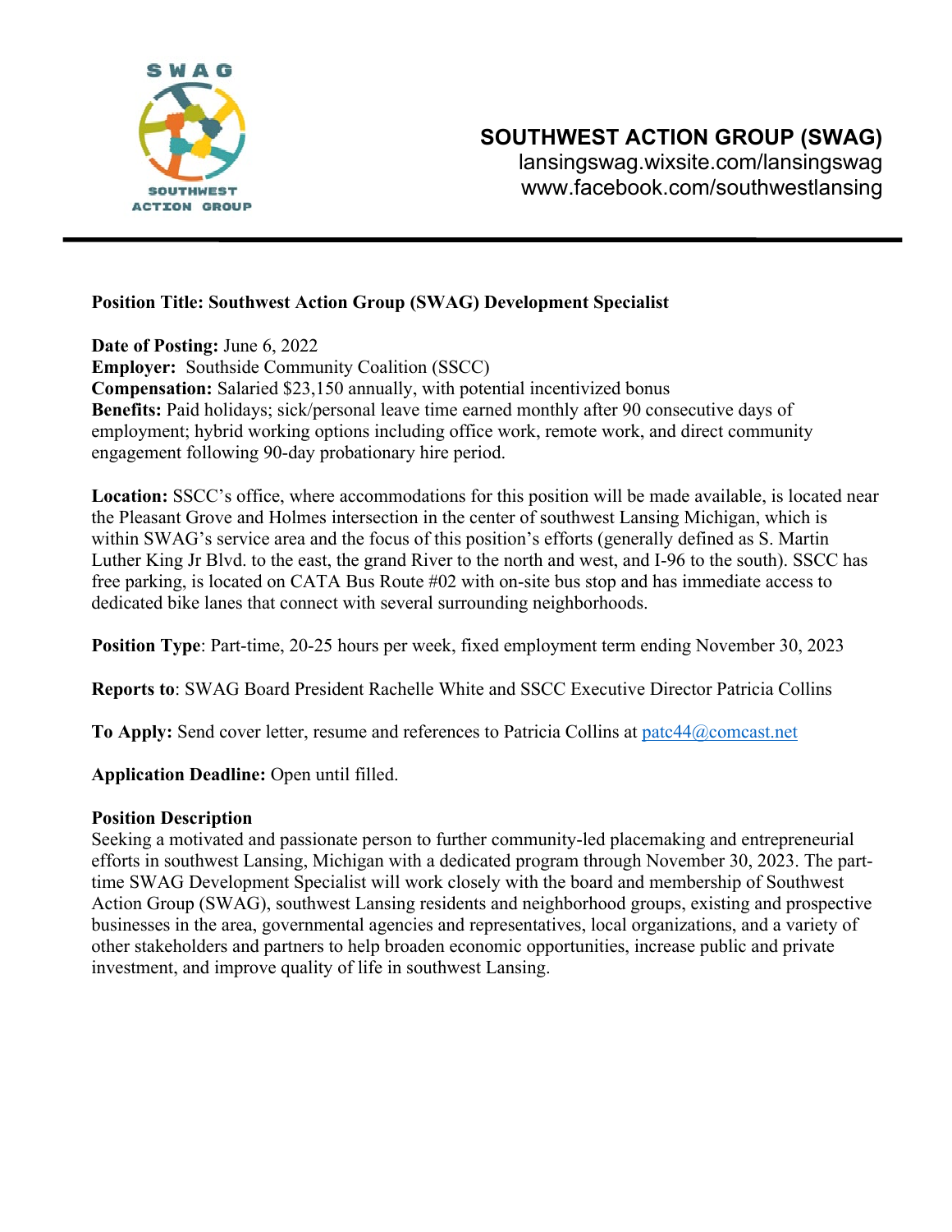SOUTHWEST ACTION GROUP

# SOUTHWEST ACTION GROUP (SWAG)

lansingswag.wixsite.com/lansingswag
www.facebook.com/southwestlansing

---

**Position Title: Southwest Action Group (SWAG) Development Specialist**

**Date of Posting:** June 6, 2022
**Employer:** Southside Community Coalition (SSCC)
**Compensation:** Salaried $23,150 annually, with potential incentivized bonus
**Benefits:** Paid holidays; sick/personal leave time earned monthly after 90 consecutive days of employment; hybrid working options including office work, remote work, and direct community engagement following 90-day probationary hire period.

**Location:** SSCC's office, where accommodations for this position will be made available, is located near the Pleasant Grove and Holmes intersection in the center of southwest Lansing Michigan, which is within SWAG's service area and the focus of this position's efforts (generally defined as S. Martin Luther King Jr Blvd. to the east, the grand River to the north and west, and I-96 to the south). SSCC has free parking, is located on CATA Bus Route #02 with on-site bus stop and has immediate access to dedicated bike lanes that connect with several surrounding neighborhoods.

**Position Type**: Part-time, 20-25 hours per week, fixed employment term ending November 30, 2023

**Reports to**: SWAG Board President Rachelle White and SSCC Executive Director Patricia Collins

**To Apply:** Send cover letter, resume and references to Patricia Collins at patc44@comcast.net

**Application Deadline:** Open until filled.

**Position Description**
Seeking a motivated and passionate person to further community-led placemaking and entrepreneurial efforts in southwest Lansing, Michigan with a dedicated program through November 30, 2023. The part-time SWAG Development Specialist will work closely with the board and membership of Southwest Action Group (SWAG), southwest Lansing residents and neighborhood groups, existing and prospective businesses in the area, governmental agencies and representatives, local organizations, and a variety of other stakeholders and partners to help broaden economic opportunities, increase public and private investment, and improve quality of life in southwest Lansing.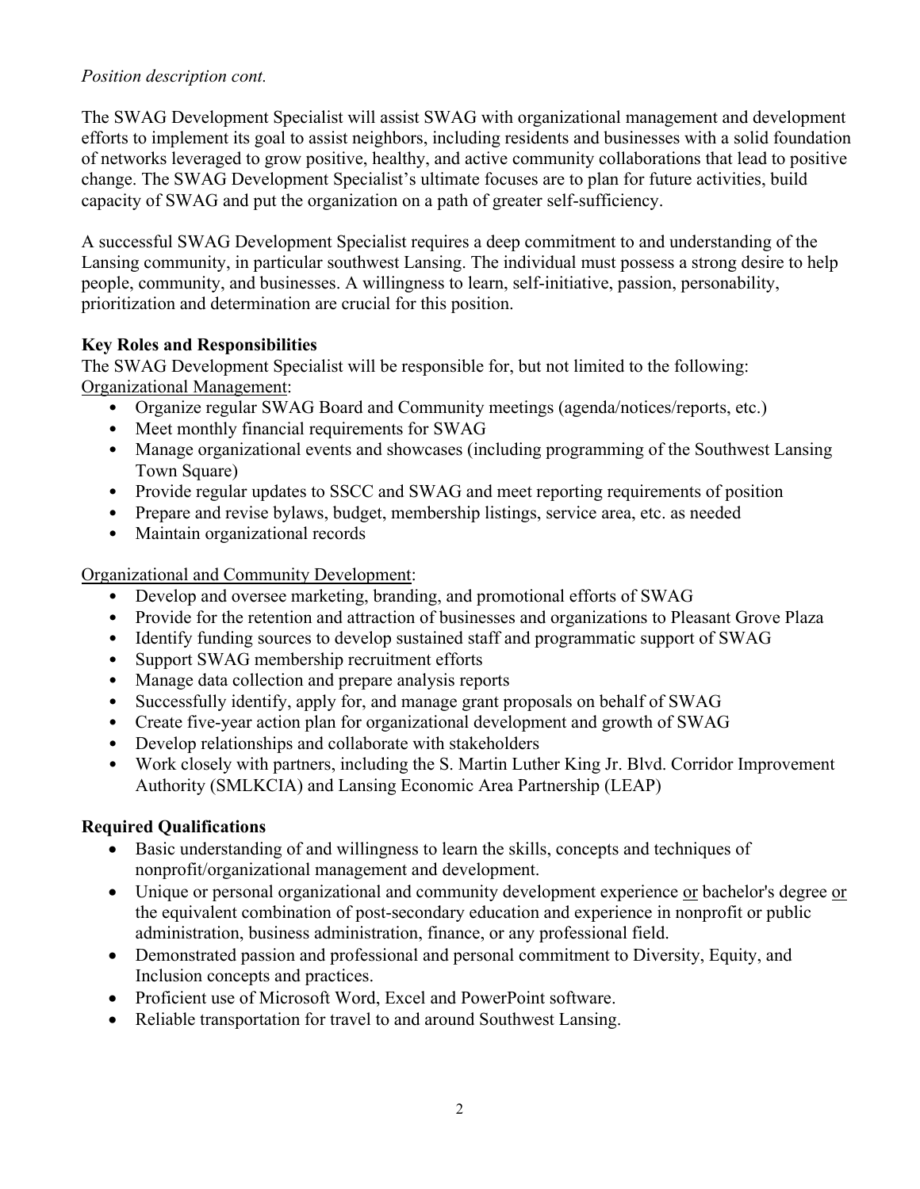*Position description cont.*

The SWAG Development Specialist will assist SWAG with organizational management and development efforts to implement its goal to assist neighbors, including residents and businesses with a solid foundation of networks leveraged to grow positive, healthy, and active community collaborations that lead to positive change. The SWAG Development Specialist's ultimate focuses are to plan for future activities, build capacity of SWAG and put the organization on a path of greater self-sufficiency.

A successful SWAG Development Specialist requires a deep commitment to and understanding of the Lansing community, in particular southwest Lansing. The individual must possess a strong desire to help people, community, and businesses. A willingness to learn, self-initiative, passion, personability, prioritization and determination are crucial for this position.

**Key Roles and Responsibilities**

The SWAG Development Specialist will be responsible for, but not limited to the following:

<u>Organizational Management</u>:

- Organize regular SWAG Board and Community meetings (agenda/notices/reports, etc.)
- Meet monthly financial requirements for SWAG
- Manage organizational events and showcases (including programming of the Southwest Lansing Town Square)
- Provide regular updates to SSCC and SWAG and meet reporting requirements of position
- Prepare and revise bylaws, budget, membership listings, service area, etc. as needed
- Maintain organizational records

<u>Organizational and Community Development</u>:

- Develop and oversee marketing, branding, and promotional efforts of SWAG
- Provide for the retention and attraction of businesses and organizations to Pleasant Grove Plaza
- Identify funding sources to develop sustained staff and programmatic support of SWAG
- Support SWAG membership recruitment efforts
- Manage data collection and prepare analysis reports
- Successfully identify, apply for, and manage grant proposals on behalf of SWAG
- Create five-year action plan for organizational development and growth of SWAG
- Develop relationships and collaborate with stakeholders
- Work closely with partners, including the S. Martin Luther King Jr. Blvd. Corridor Improvement Authority (SMLKCIA) and Lansing Economic Area Partnership (LEAP)

**Required Qualifications**

- Basic understanding of and willingness to learn the skills, concepts and techniques of nonprofit/organizational management and development.
- Unique or personal organizational and community development experience <u>or</u> bachelor's degree <u>or</u> the equivalent combination of post-secondary education and experience in nonprofit or public administration, business administration, finance, or any professional field.
- Demonstrated passion and professional and personal commitment to Diversity, Equity, and Inclusion concepts and practices.
- Proficient use of Microsoft Word, Excel and PowerPoint software.
- Reliable transportation for travel to and around Southwest Lansing.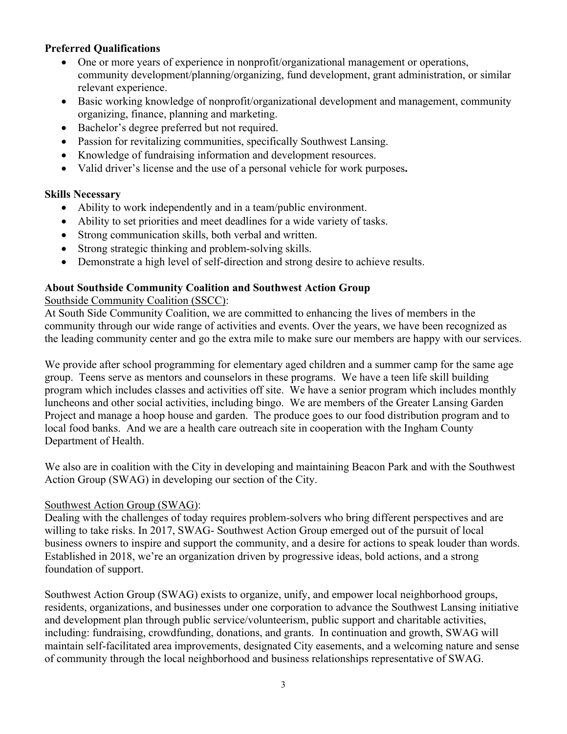**Preferred Qualifications**

- One or more years of experience in nonprofit/organizational management or operations, community development/planning/organizing, fund development, grant administration, or similar relevant experience.
- Basic working knowledge of nonprofit/organizational development and management, community organizing, finance, planning and marketing.
- Bachelor's degree preferred but not required.
- Passion for revitalizing communities, specifically Southwest Lansing.
- Knowledge of fundraising information and development resources.
- Valid driver's license and the use of a personal vehicle for work purposes**.**

**Skills Necessary**

- Ability to work independently and in a team/public environment.
- Ability to set priorities and meet deadlines for a wide variety of tasks.
- Strong communication skills, both verbal and written.
- Strong strategic thinking and problem-solving skills.
- Demonstrate a high level of self-direction and strong desire to achieve results.

**About Southside Community Coalition and Southwest Action Group**

<u>Southside Community Coalition (SSCC)</u>:

At South Side Community Coalition, we are committed to enhancing the lives of members in the community through our wide range of activities and events. Over the years, we have been recognized as the leading community center and go the extra mile to make sure our members are happy with our services.

We provide after school programming for elementary aged children and a summer camp for the same age group. Teens serve as mentors and counselors in these programs. We have a teen life skill building program which includes classes and activities off site. We have a senior program which includes monthly luncheons and other social activities, including bingo. We are members of the Greater Lansing Garden Project and manage a hoop house and garden. The produce goes to our food distribution program and to local food banks. And we are a health care outreach site in cooperation with the Ingham County Department of Health.

We also are in coalition with the City in developing and maintaining Beacon Park and with the Southwest Action Group (SWAG) in developing our section of the City.

<u>Southwest Action Group (SWAG)</u>:

Dealing with the challenges of today requires problem-solvers who bring different perspectives and are willing to take risks. In 2017, SWAG- Southwest Action Group emerged out of the pursuit of local business owners to inspire and support the community, and a desire for actions to speak louder than words. Established in 2018, we're an organization driven by progressive ideas, bold actions, and a strong foundation of support.

Southwest Action Group (SWAG) exists to organize, unify, and empower local neighborhood groups, residents, organizations, and businesses under one corporation to advance the Southwest Lansing initiative and development plan through public service/volunteerism, public support and charitable activities, including: fundraising, crowdfunding, donations, and grants. In continuation and growth, SWAG will maintain self-facilitated area improvements, designated City easements, and a welcoming nature and sense of community through the local neighborhood and business relationships representative of SWAG.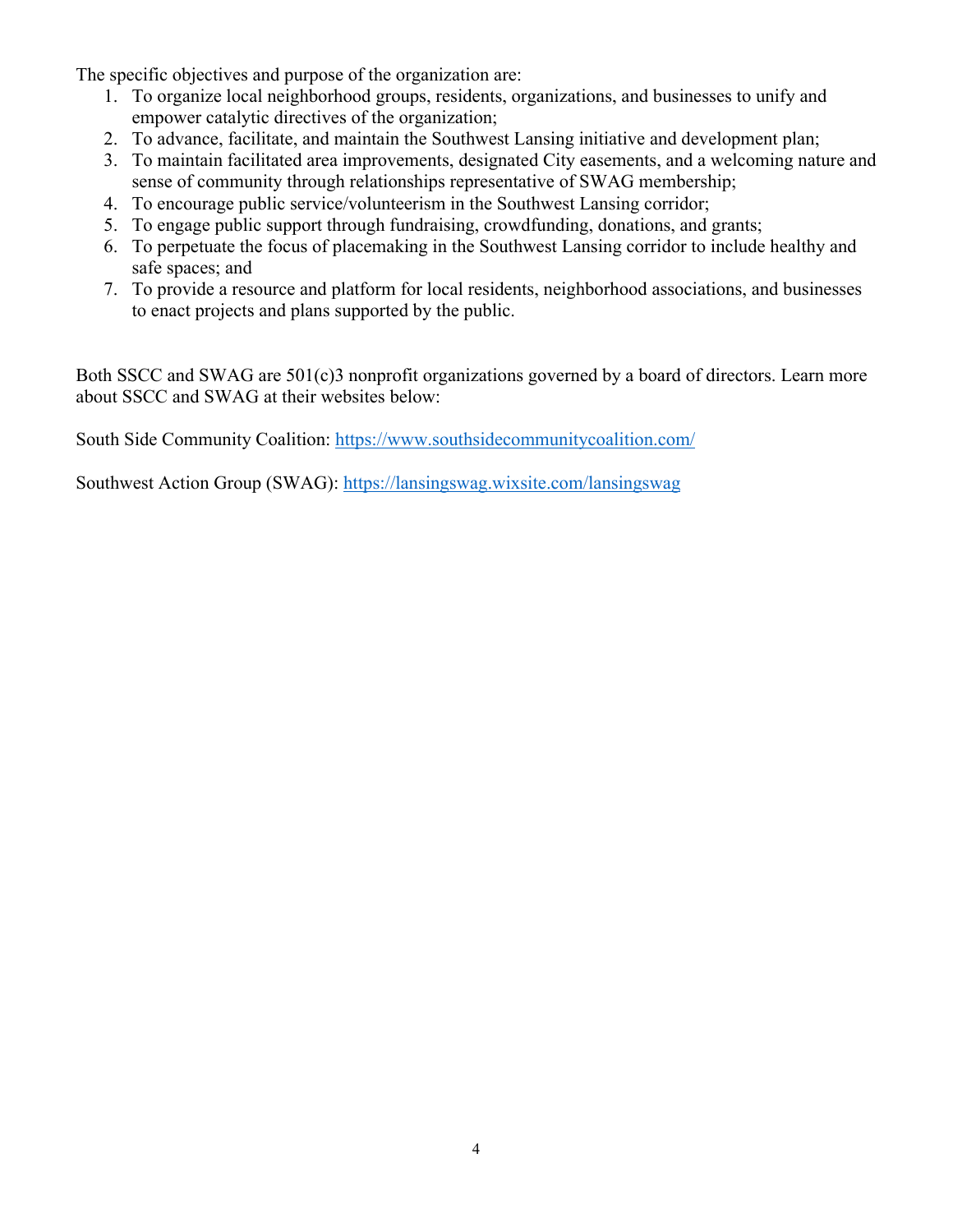The specific objectives and purpose of the organization are:

1. To organize local neighborhood groups, residents, organizations, and businesses to unify and empower catalytic directives of the organization;
2. To advance, facilitate, and maintain the Southwest Lansing initiative and development plan;
3. To maintain facilitated area improvements, designated City easements, and a welcoming nature and sense of community through relationships representative of SWAG membership;
4. To encourage public service/volunteerism in the Southwest Lansing corridor;
5. To engage public support through fundraising, crowdfunding, donations, and grants;
6. To perpetuate the focus of placemaking in the Southwest Lansing corridor to include healthy and safe spaces; and
7. To provide a resource and platform for local residents, neighborhood associations, and businesses to enact projects and plans supported by the public.

Both SSCC and SWAG are 501(c)3 nonprofit organizations governed by a board of directors. Learn more about SSCC and SWAG at their websites below:

South Side Community Coalition: https://www.southsidecommunitycoalition.com/

Southwest Action Group (SWAG): https://lansingswag.wixsite.com/lansingswag